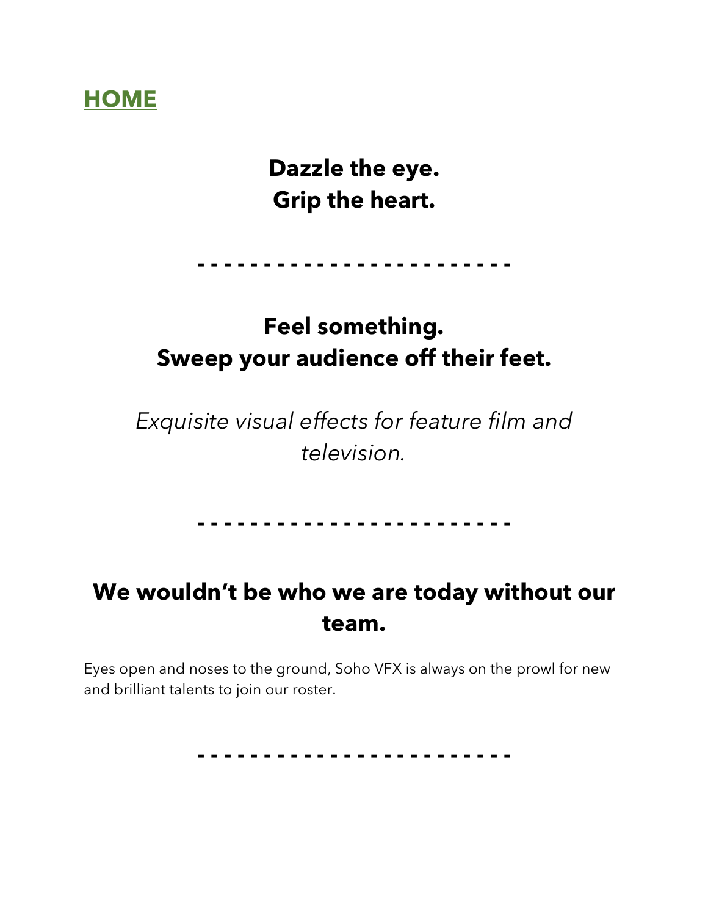# HOME

## Dazzle the eye.
## Grip the heart.

- - - - - - - - - - - - - - - - - - - - - - - -

## Feel something.
## Sweep your audience off their feet.

*Exquisite visual effects for feature film and television.*

- - - - - - - - - - - - - - - - - - - - - - - -

## We wouldn't be who we are today without our team.

Eyes open and noses to the ground, Soho VFX is always on the prowl for new and brilliant talents to join our roster.

- - - - - - - - - - - - - - - - - - - - - - - -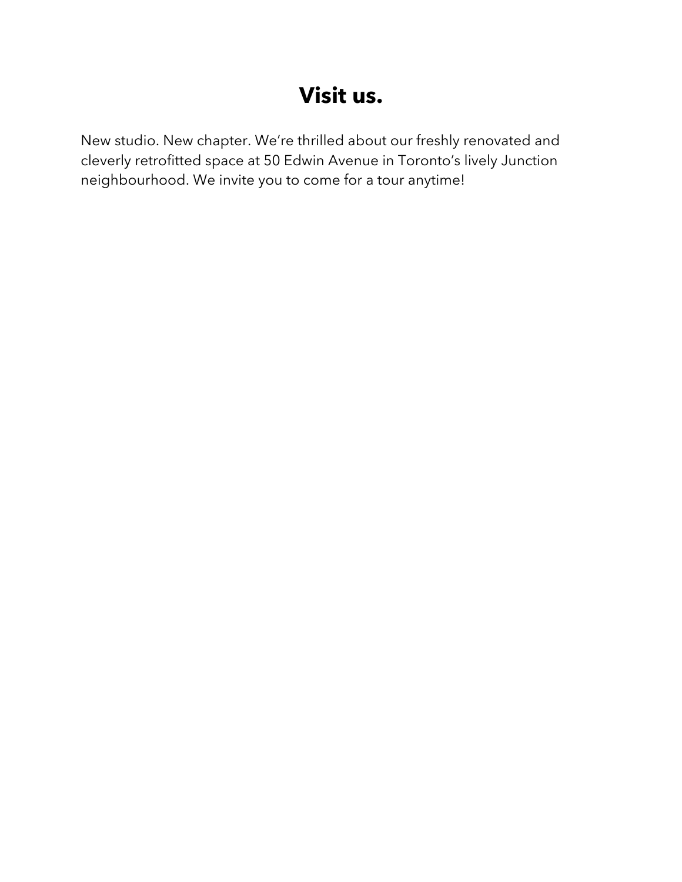# Visit us.

New studio. New chapter. We're thrilled about our freshly renovated and cleverly retrofitted space at 50 Edwin Avenue in Toronto's lively Junction neighbourhood. We invite you to come for a tour anytime!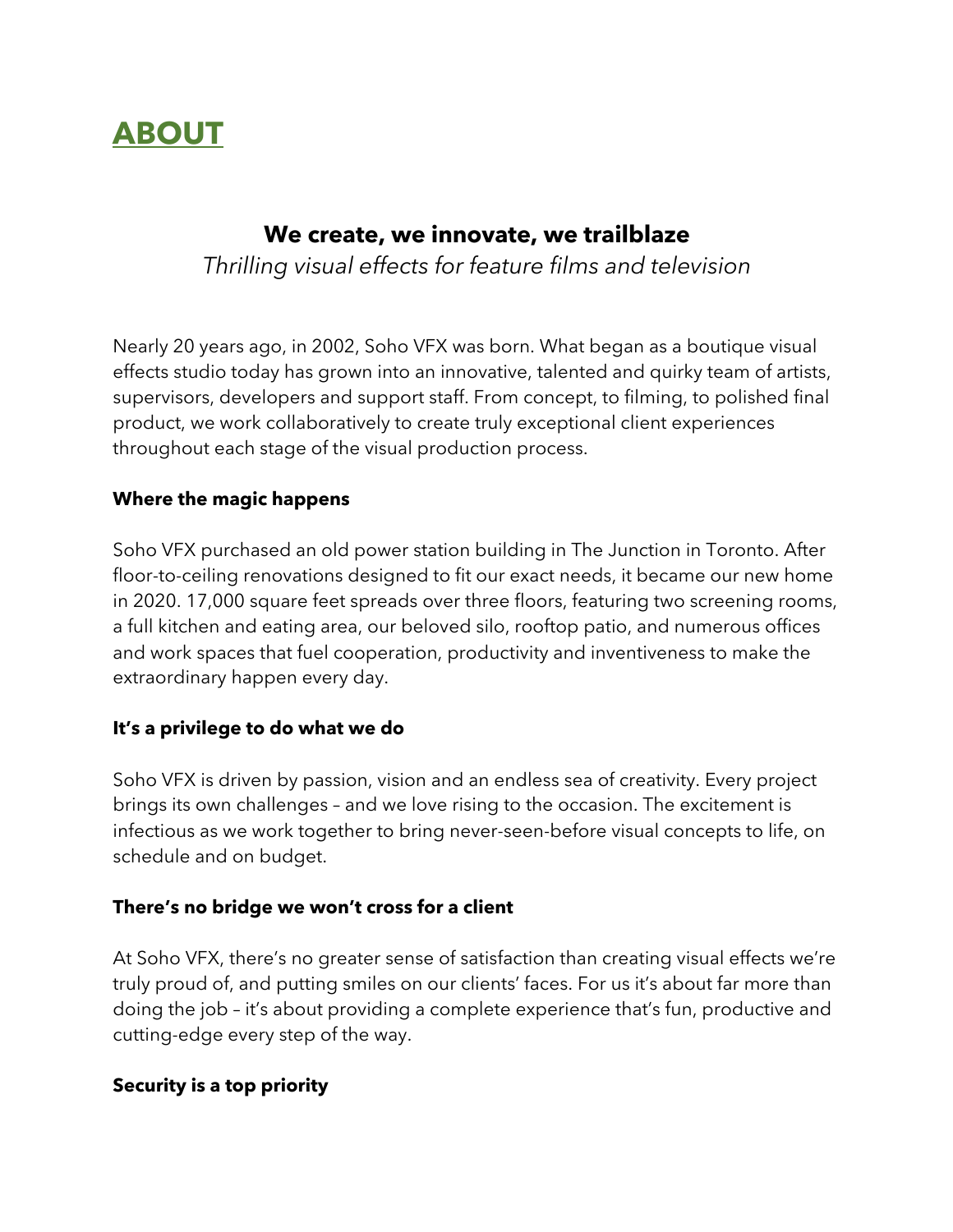# ABOUT

## We create, we innovate, we trailblaze

*Thrilling visual effects for feature films and television*

Nearly 20 years ago, in 2002, Soho VFX was born. What began as a boutique visual effects studio today has grown into an innovative, talented and quirky team of artists, supervisors, developers and support staff. From concept, to filming, to polished final product, we work collaboratively to create truly exceptional client experiences throughout each stage of the visual production process.

**Where the magic happens**

Soho VFX purchased an old power station building in The Junction in Toronto. After floor-to-ceiling renovations designed to fit our exact needs, it became our new home in 2020. 17,000 square feet spreads over three floors, featuring two screening rooms, a full kitchen and eating area, our beloved silo, rooftop patio, and numerous offices and work spaces that fuel cooperation, productivity and inventiveness to make the extraordinary happen every day.

**It's a privilege to do what we do**

Soho VFX is driven by passion, vision and an endless sea of creativity. Every project brings its own challenges – and we love rising to the occasion. The excitement is infectious as we work together to bring never-seen-before visual concepts to life, on schedule and on budget.

**There's no bridge we won't cross for a client**

At Soho VFX, there's no greater sense of satisfaction than creating visual effects we're truly proud of, and putting smiles on our clients' faces. For us it's about far more than doing the job – it's about providing a complete experience that's fun, productive and cutting-edge every step of the way.

**Security is a top priority**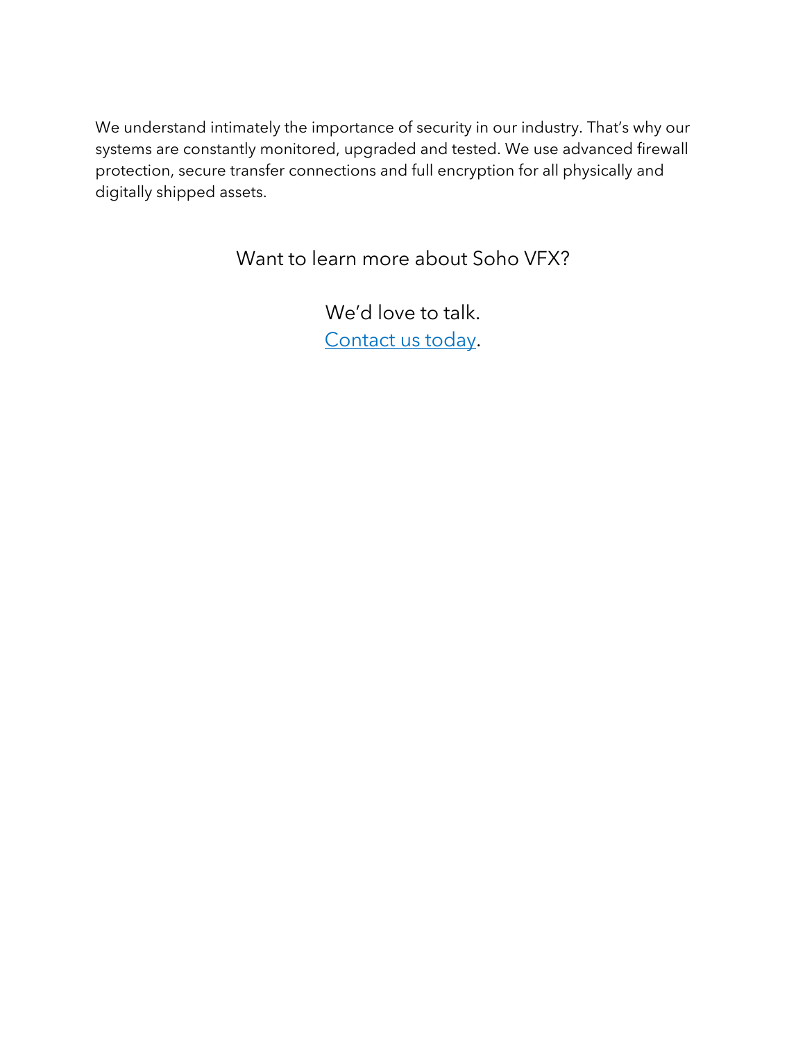We understand intimately the importance of security in our industry. That's why our systems are constantly monitored, upgraded and tested. We use advanced firewall protection, secure transfer connections and full encryption for all physically and digitally shipped assets.

Want to learn more about Soho VFX?

We'd love to talk.
Contact us today.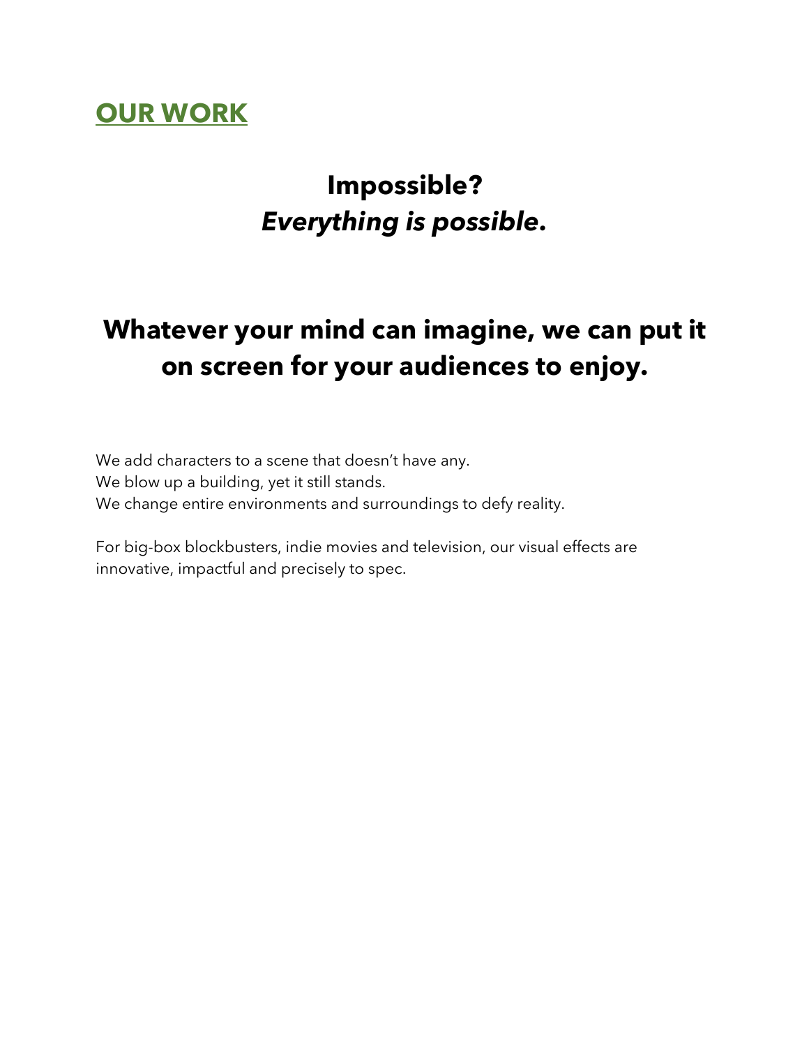## OUR WORK

# Impossible?
# *Everything is possible.*

## Whatever your mind can imagine, we can put it on screen for your audiences to enjoy.

We add characters to a scene that doesn't have any.
We blow up a building, yet it still stands.
We change entire environments and surroundings to defy reality.

For big-box blockbusters, indie movies and television, our visual effects are innovative, impactful and precisely to spec.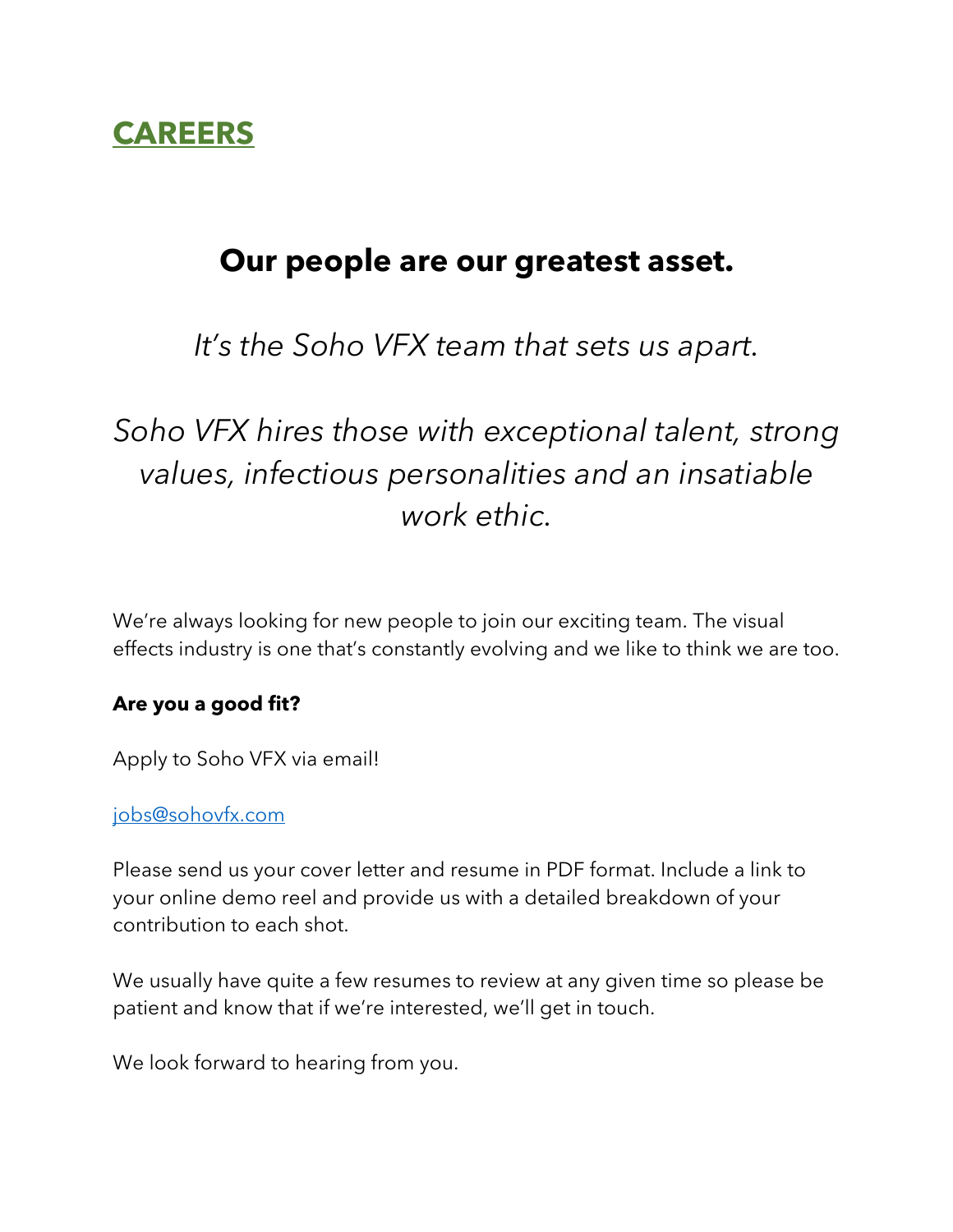# **CAREERS**

## Our people are our greatest asset.

*It's the Soho VFX team that sets us apart.*

*Soho VFX hires those with exceptional talent, strong values, infectious personalities and an insatiable work ethic.*

We're always looking for new people to join our exciting team. The visual effects industry is one that's constantly evolving and we like to think we are too.

**Are you a good fit?**

Apply to Soho VFX via email!

jobs@sohovfx.com

Please send us your cover letter and resume in PDF format. Include a link to your online demo reel and provide us with a detailed breakdown of your contribution to each shot.

We usually have quite a few resumes to review at any given time so please be patient and know that if we're interested, we'll get in touch.

We look forward to hearing from you.